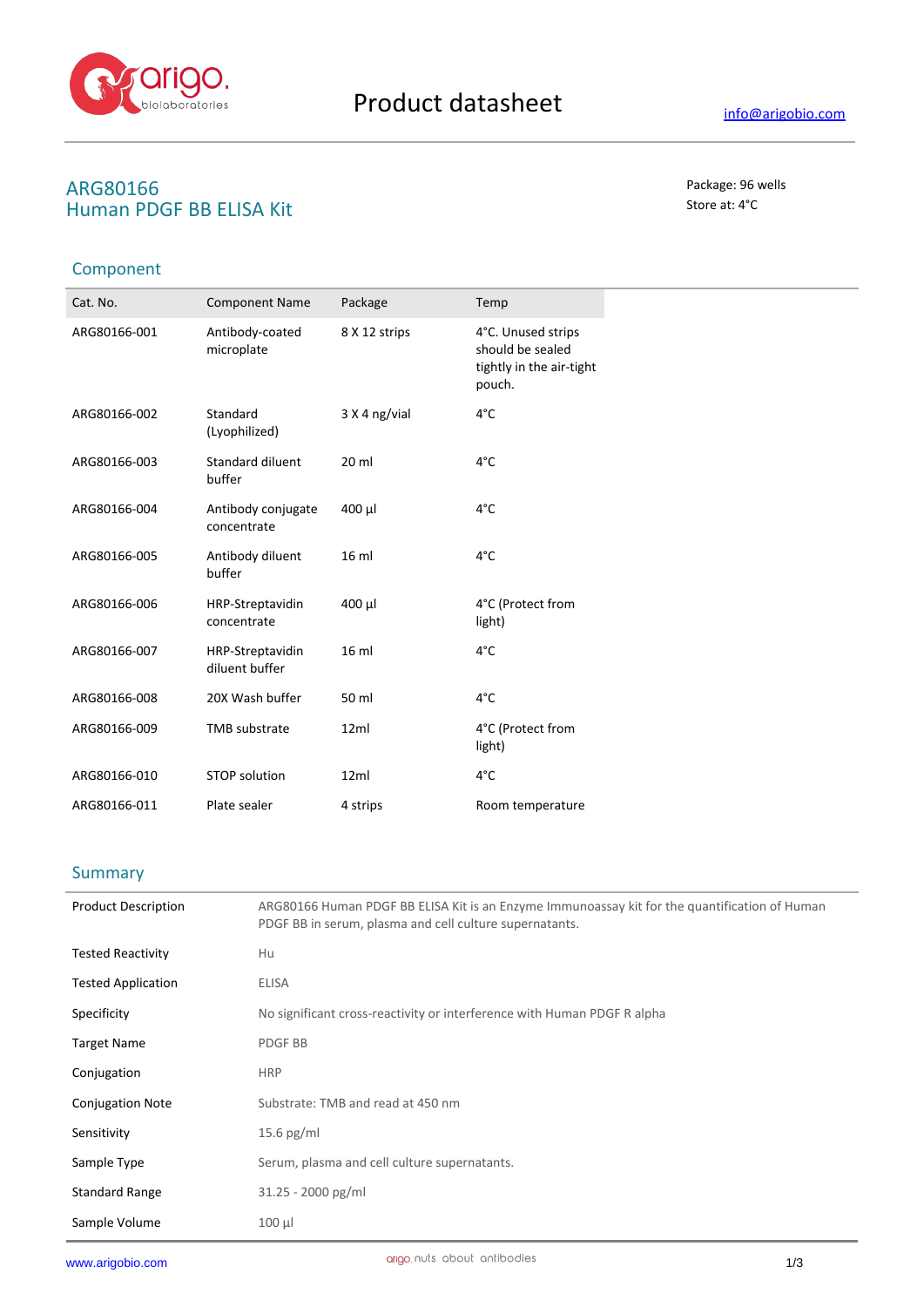# Product datasheet

info@arigobio.com

## ARG80166
## Human PDGF BB ELISA Kit

Package: 96 wells
Store at: 4°C

## Component

| Cat. No. | Component Name | Package | Temp |
|---|---|---|---|
| ARG80166-001 | Antibody-coated microplate | 8 X 12 strips | 4°C. Unused strips should be sealed tightly in the air-tight pouch. |
| ARG80166-002 | Standard (Lyophilized) | 3 X 4 ng/vial | 4°C |
| ARG80166-003 | Standard diluent buffer | 20 ml | 4°C |
| ARG80166-004 | Antibody conjugate concentrate | 400 µl | 4°C |
| ARG80166-005 | Antibody diluent buffer | 16 ml | 4°C |
| ARG80166-006 | HRP-Streptavidin concentrate | 400 µl | 4°C (Protect from light) |
| ARG80166-007 | HRP-Streptavidin diluent buffer | 16 ml | 4°C |
| ARG80166-008 | 20X Wash buffer | 50 ml | 4°C |
| ARG80166-009 | TMB substrate | 12ml | 4°C (Protect from light) |
| ARG80166-010 | STOP solution | 12ml | 4°C |
| ARG80166-011 | Plate sealer | 4 strips | Room temperature |

## Summary

| | |
|---|---|
| Product Description | ARG80166 Human PDGF BB ELISA Kit is an Enzyme Immunoassay kit for the quantification of Human PDGF BB in serum, plasma and cell culture supernatants. |
| Tested Reactivity | Hu |
| Tested Application | ELISA |
| Specificity | No significant cross-reactivity or interference with Human PDGF R alpha |
| Target Name | PDGF BB |
| Conjugation | HRP |
| Conjugation Note | Substrate: TMB and read at 450 nm |
| Sensitivity | 15.6 pg/ml |
| Sample Type | Serum, plasma and cell culture supernatants. |
| Standard Range | 31.25 - 2000 pg/ml |
| Sample Volume | 100 µl |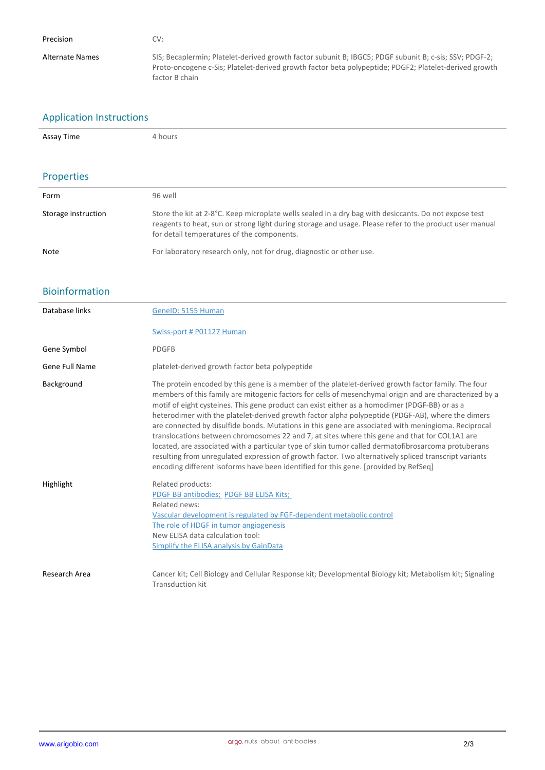| | |
|---|---|
| Precision | CV: |
| Alternate Names | SIS; Becaplermin; Platelet-derived growth factor subunit B; IBGC5; PDGF subunit B; c-sis; SSV; PDGF-2; Proto-oncogene c-Sis; Platelet-derived growth factor beta polypeptide; PDGF2; Platelet-derived growth factor B chain |

## Application Instructions

| | |
|---|---|
| Assay Time | 4 hours |

## Properties

| | |
|---|---|
| Form | 96 well |
| Storage instruction | Store the kit at 2-8°C. Keep microplate wells sealed in a dry bag with desiccants. Do not expose test reagents to heat, sun or strong light during storage and usage. Please refer to the product user manual for detail temperatures of the components. |
| Note | For laboratory research only, not for drug, diagnostic or other use. |

## Bioinformation

| | |
|---|---|
| Database links | GeneID: 5155 Human<br>Swiss-port # P01127 Human |
| Gene Symbol | PDGFB |
| Gene Full Name | platelet-derived growth factor beta polypeptide |
| Background | The protein encoded by this gene is a member of the platelet-derived growth factor family. The four members of this family are mitogenic factors for cells of mesenchymal origin and are characterized by a motif of eight cysteines. This gene product can exist either as a homodimer (PDGF-BB) or as a heterodimer with the platelet-derived growth factor alpha polypeptide (PDGF-AB), where the dimers are connected by disulfide bonds. Mutations in this gene are associated with meningioma. Reciprocal translocations between chromosomes 22 and 7, at sites where this gene and that for COL1A1 are located, are associated with a particular type of skin tumor called dermatofibrosarcoma protuberans resulting from unregulated expression of growth factor. Two alternatively spliced transcript variants encoding different isoforms have been identified for this gene. [provided by RefSeq] |
| Highlight | Related products:<br>PDGF BB antibodies; PDGF BB ELISA Kits;<br>Related news:<br>Vascular development is regulated by FGF-dependent metabolic control<br>The role of HDGF in tumor angiogenesis<br>New ELISA data calculation tool:<br>Simplify the ELISA analysis by GainData |
| Research Area | Cancer kit; Cell Biology and Cellular Response kit; Developmental Biology kit; Metabolism kit; Signaling Transduction kit |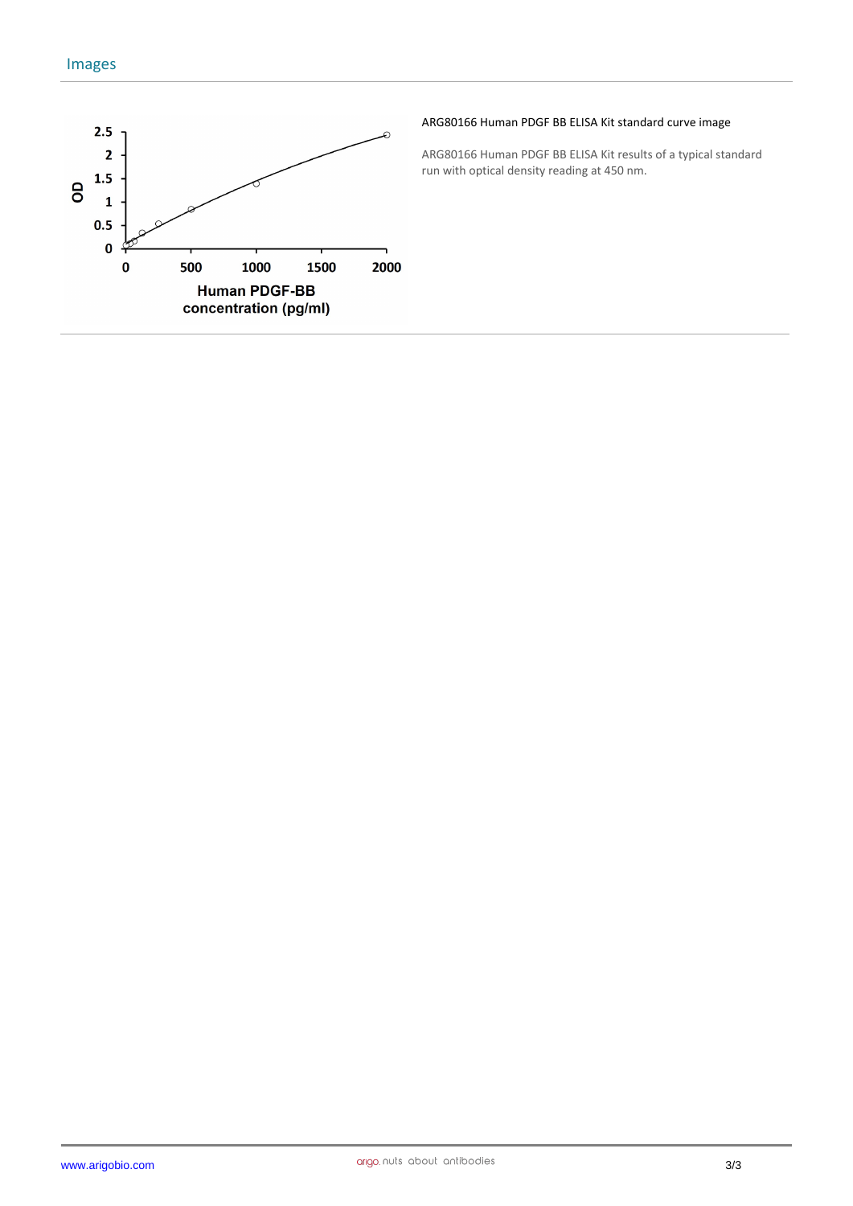## Images

OD

2.5
2
1.5
1
0.5
0

0
500
1000
1500
2000

Human PDGF-BB concentration (pg/ml)

ARG80166 Human PDGF BB ELISA Kit standard curve image

ARG80166 Human PDGF BB ELISA Kit results of a typical standard run with optical density reading at 450 nm.